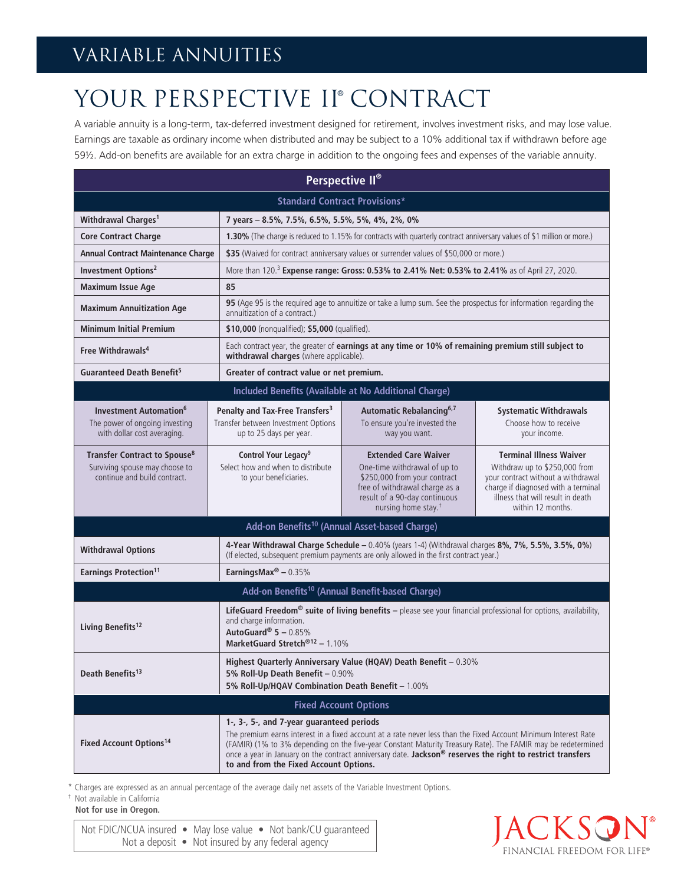# VARIABLE ANNUITIES

# YOUR PERSPECTIVE II® CONTRACT

A variable annuity is a long-term, tax-deferred investment designed for retirement, involves investment risks, and may lose value. Earnings are taxable as ordinary income when distributed and may be subject to a 10% additional tax if withdrawn before age 59½. Add-on benefits are available for an extra charge in addition to the ongoing fees and expenses of the variable annuity.

| **Perspective II®** | | | |
|---|---|---|---|
| **Standard Contract Provisions*** | | | |
| **Withdrawal Charges[1]** | **7 years – 8.5%, 7.5%, 6.5%, 5.5%, 5%, 4%, 2%, 0%** | | |
| **Core Contract Charge** | **1.30%** (The charge is reduced to 1.15% for contracts with quarterly contract anniversary values of $1 million or more.) | | |
| **Annual Contract Maintenance Charge** | **$35** (Waived for contract anniversary values or surrender values of $50,000 or more.) | | |
| **Investment Options[2]** | More than 120.[3] **Expense range: Gross: 0.53% to 2.41% Net: 0.53% to 2.41%** as of April 27, 2020. | | |
| **Maximum Issue Age** | **85** | | |
| **Maximum Annuitization Age** | **95** (Age 95 is the required age to annuitize or take a lump sum. See the prospectus for information regarding the annuitization of a contract.) | | |
| **Minimum Initial Premium** | **$10,000** (nonqualified); **$5,000** (qualified). | | |
| **Free Withdrawals[4]** | Each contract year, the greater of **earnings at any time or 10% of remaining premium still subject to withdrawal charges** (where applicable). | | |
| **Guaranteed Death Benefit[5]** | **Greater of contract value or net premium.** | | |
| **Included Benefits (Available at No Additional Charge)** | | | |
| **Investment Automation[6]** The power of ongoing investing with dollar cost averaging. | **Penalty and Tax-Free Transfers[3]** Transfer between Investment Options up to 25 days per year. | **Automatic Rebalancing[6,7]** To ensure you're invested the way you want. | **Systematic Withdrawals** Choose how to receive your income. |
| **Transfer Contract to Spouse[8]** Surviving spouse may choose to continue and build contract. | **Control Your Legacy[9]** Select how and when to distribute to your beneficiaries. | **Extended Care Waiver** One-time withdrawal of up to $250,000 from your contract free of withdrawal charge as a result of a 90-day continuous nursing home stay.† | **Terminal Illness Waiver** Withdraw up to $250,000 from your contract without a withdrawal charge if diagnosed with a terminal illness that will result in death within 12 months. |
| **Add-on Benefits[10] (Annual Asset-based Charge)** | | | |
| **Withdrawal Options** | **4-Year Withdrawal Charge Schedule –** 0.40% (years 1-4) (Withdrawal charges **8%, 7%, 5.5%, 3.5%, 0%**) (If elected, subsequent premium payments are only allowed in the first contract year.) | | |
| **Earnings Protection[11]** | **EarningsMax® –** 0.35% | | |
| **Add-on Benefits[10] (Annual Benefit-based Charge)** | | | |
| **Living Benefits[12]** | **LifeGuard Freedom® suite of living benefits –** please see your financial professional for options, availability, and charge information.<br>**AutoGuard® 5 –** 0.85%<br>**MarketGuard Stretch®[12] –** 1.10% | | |
| **Death Benefits[13]** | **Highest Quarterly Anniversary Value (HQAV) Death Benefit –** 0.30%<br>**5% Roll-Up Death Benefit –** 0.90%<br>**5% Roll-Up/HQAV Combination Death Benefit –** 1.00% | | |
| **Fixed Account Options** | | | |
| **Fixed Account Options[14]** | **1-, 3-, 5-, and 7-year guaranteed periods**<br>The premium earns interest in a fixed account at a rate never less than the Fixed Account Minimum Interest Rate (FAMIR) (1% to 3% depending on the five-year Constant Maturity Treasury Rate). The FAMIR may be redetermined once a year in January on the contract anniversary date. **Jackson® reserves the right to restrict transfers to and from the Fixed Account Options.** | | |

\* Charges are expressed as an annual percentage of the average daily net assets of the Variable Investment Options.

† Not available in California

**Not for use in Oregon.**

Not FDIC/NCUA insured • May lose value • Not bank/CU guaranteed
Not a deposit • Not insured by any federal agency

JACKSON® FINANCIAL FREEDOM FOR LIFE®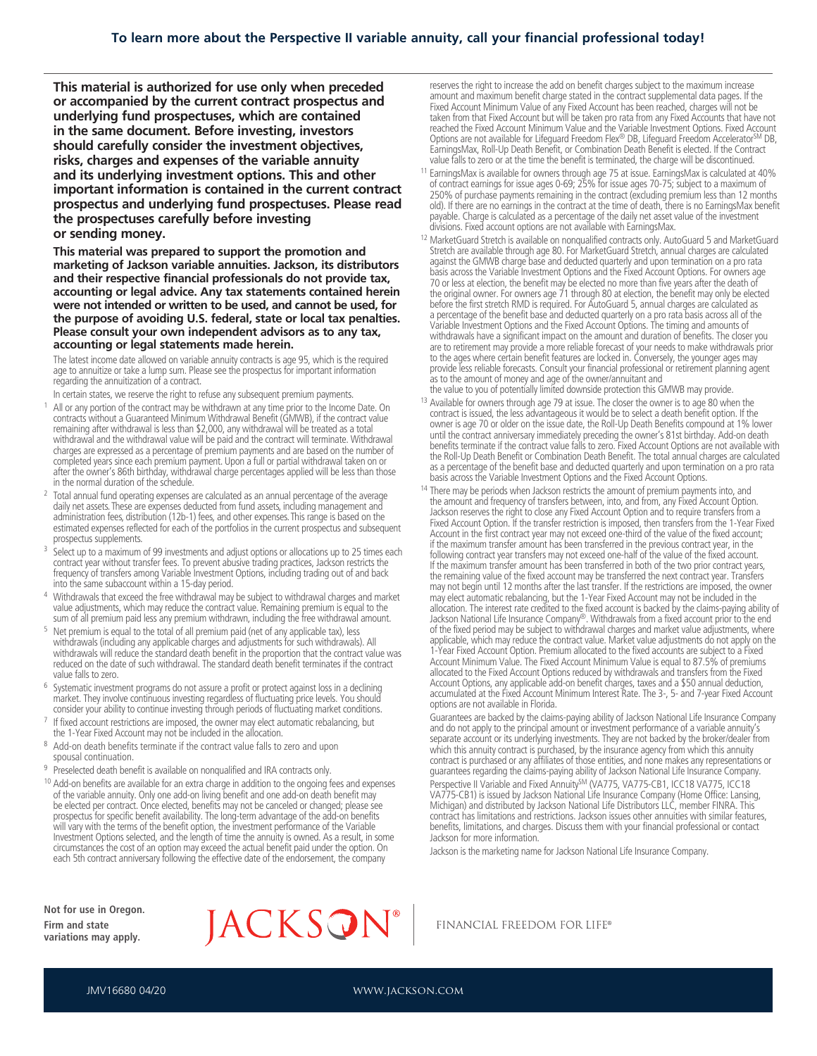**To learn more about the Perspective II variable annuity, call your financial professional today!**

**This material is authorized for use only when preceded or accompanied by the current contract prospectus and underlying fund prospectuses, which are contained in the same document. Before investing, investors should carefully consider the investment objectives, risks, charges and expenses of the variable annuity and its underlying investment options. This and other important information is contained in the current contract prospectus and underlying fund prospectuses. Please read the prospectuses carefully before investing or sending money.**

**This material was prepared to support the promotion and marketing of Jackson variable annuities. Jackson, its distributors and their respective financial professionals do not provide tax, accounting or legal advice. Any tax statements contained herein were not intended or written to be used, and cannot be used, for the purpose of avoiding U.S. federal, state or local tax penalties. Please consult your own independent advisors as to any tax, accounting or legal statements made herein.**

The latest income date allowed on variable annuity contracts is age 95, which is the required age to annuitize or take a lump sum. Please see the prospectus for important information regarding the annuitization of a contract.

In certain states, we reserve the right to refuse any subsequent premium payments.

[1] All or any portion of the contract may be withdrawn at any time prior to the Income Date. On contracts without a Guaranteed Minimum Withdrawal Benefit (GMWB), if the contract value remaining after withdrawal is less than $2,000, any withdrawal will be treated as a total withdrawal and the withdrawal value will be paid and the contract will terminate. Withdrawal charges are expressed as a percentage of premium payments and are based on the number of completed years since each premium payment. Upon a full or partial withdrawal taken on or after the owner's 86th birthday, withdrawal charge percentages applied will be less than those in the normal duration of the schedule.

[2] Total annual fund operating expenses are calculated as an annual percentage of the average daily net assets. These are expenses deducted from fund assets, including management and administration fees, distribution (12b-1) fees, and other expenses. This range is based on the estimated expenses reflected for each of the portfolios in the current prospectus and subsequent prospectus supplements.

[3] Select up to a maximum of 99 investments and adjust options or allocations up to 25 times each contract year without transfer fees. To prevent abusive trading practices, Jackson restricts the frequency of transfers among Variable Investment Options, including trading out of and back into the same subaccount within a 15-day period.

[4] Withdrawals that exceed the free withdrawal may be subject to withdrawal charges and market value adjustments, which may reduce the contract value. Remaining premium is equal to the sum of all premium paid less any premium withdrawn, including the free withdrawal amount.

[5] Net premium is equal to the total of all premium paid (net of any applicable tax), less withdrawals (including any applicable charges and adjustments for such withdrawals). All withdrawals will reduce the standard death benefit in the proportion that the contract value was reduced on the date of such withdrawal. The standard death benefit terminates if the contract value falls to zero.

[6] Systematic investment programs do not assure a profit or protect against loss in a declining market. They involve continuous investing regardless of fluctuating price levels. You should consider your ability to continue investing through periods of fluctuating market conditions.

[7] If fixed account restrictions are imposed, the owner may elect automatic rebalancing, but the 1-Year Fixed Account may not be included in the allocation.

[8] Add-on death benefits terminate if the contract value falls to zero and upon spousal continuation.

[9] Preselected death benefit is available on nonqualified and IRA contracts only.

[10] Add-on benefits are available for an extra charge in addition to the ongoing fees and expenses of the variable annuity. Only one add-on living benefit and one add-on death benefit may be elected per contract. Once elected, benefits may not be canceled or changed; please see prospectus for specific benefit availability. The long-term advantage of the add-on benefits will vary with the terms of the benefit option, the investment performance of the Variable Investment Options selected, and the length of time the annuity is owned. As a result, in some circumstances the cost of an option may exceed the actual benefit paid under the option. On each 5th contract anniversary following the effective date of the endorsement, the company reserves the right to increase the add on benefit charges subject to the maximum increase amount and maximum benefit charge stated in the contract supplemental data pages. If the Fixed Account Minimum Value of any Fixed Account has been reached, charges will not be taken from that Fixed Account but will be taken pro rata from any Fixed Accounts that have not reached the Fixed Account Minimum Value and the Variable Investment Options. Fixed Account Options are not available for Lifeguard Freedom Flex® DB, Lifeguard Freedom Accelerator℠ DB, EarningsMax, Roll-Up Death Benefit, or Combination Death Benefit is elected. If the Contract value falls to zero or at the time the benefit is terminated, the charge will be discontinued.

[11] EarningsMax is available for owners through age 75 at issue. EarningsMax is calculated at 40% of contract earnings for issue ages 0-69; 25% for issue ages 70-75; subject to a maximum of 250% of purchase payments remaining in the contract (excluding premium less than 12 months old). If there are no earnings in the contract at the time of death, there is no EarningsMax benefit payable. Charge is calculated as a percentage of the daily net asset value of the investment divisions. Fixed account options are not available with EarningsMax.

[12] MarketGuard Stretch is available on nonqualified contracts only. AutoGuard 5 and MarketGuard Stretch are available through age 80. For MarketGuard Stretch, annual charges are calculated against the GMWB charge base and deducted quarterly and upon termination on a pro rata basis across the Variable Investment Options and the Fixed Account Options. For owners age 70 or less at election, the benefit may be elected no more than five years after the death of the original owner. For owners age 71 through 80 at election, the benefit may only be elected before the first stretch RMD is required. For AutoGuard 5, annual charges are calculated as a percentage of the benefit base and deducted quarterly on a pro rata basis across all of the Variable Investment Options and the Fixed Account Options. The timing and amounts of withdrawals have a significant impact on the amount and duration of benefits. The closer you are to retirement may provide a more reliable forecast of your needs to make withdrawals prior to the ages where certain benefit features are locked in. Conversely, the younger ages may provide less reliable forecasts. Consult your financial professional or retirement planning agent as to the amount of money and age of the owner/annuitant and the value to you of potentially limited downside protection this GMWB may provide.

[13] Available for owners through age 79 at issue. The closer the owner is to age 80 when the contract is issued, the less advantageous it would be to select a death benefit option. If the owner is age 70 or older on the issue date, the Roll-Up Death Benefits compound at 1% lower until the contract anniversary immediately preceding the owner's 81st birthday. Add-on death benefits terminate if the contract value falls to zero. Fixed Account Options are not available with the Roll-Up Death Benefit or Combination Death Benefit. The total annual charges are calculated as a percentage of the benefit base and deducted quarterly and upon termination on a pro rata basis across the Variable Investment Options and the Fixed Account Options.

[14] There may be periods when Jackson restricts the amount of premium payments into, and the amount and frequency of transfers between, into, and from, any Fixed Account Option. Jackson reserves the right to close any Fixed Account Option and to require transfers from a Fixed Account Option. If the transfer restriction is imposed, then transfers from the 1-Year Fixed Account in the first contract year may not exceed one-third of the value of the fixed account; if the maximum transfer amount has been transferred in the previous contract year, in the following contract year transfers may not exceed one-half of the value of the fixed account. If the maximum transfer amount has been transferred in both of the two prior contract years, the remaining value of the fixed account may be transferred the next contract year. Transfers may not begin until 12 months after the last transfer. If the restrictions are imposed, the owner may elect automatic rebalancing, but the 1-Year Fixed Account may not be included in the allocation. The interest rate credited to the fixed account is backed by the claims-paying ability of Jackson National Life Insurance Company®. Withdrawals from a fixed account prior to the end of the fixed period may be subject to withdrawal charges and market value adjustments, where applicable, which may reduce the contract value. Market value adjustments do not apply on the 1-Year Fixed Account Option. Premium allocated to the fixed accounts are subject to a Fixed Account Minimum Value. The Fixed Account Minimum Value is equal to 87.5% of premiums allocated to the Fixed Account Options reduced by withdrawals and transfers from the Fixed Account Options, any applicable add-on benefit charges, taxes and a $50 annual deduction, accumulated at the Fixed Account Minimum Interest Rate. The 3-, 5- and 7-year Fixed Account options are not available in Florida.

Guarantees are backed by the claims-paying ability of Jackson National Life Insurance Company and do not apply to the principal amount or investment performance of a variable annuity's separate account or its underlying investments. They are not backed by the broker/dealer from which this annuity contract is purchased, by the insurance agency from which this annuity contract is purchased or any affiliates of those entities, and none makes any representations or guarantees regarding the claims-paying ability of Jackson National Life Insurance Company.

Perspective II Variable and Fixed Annuity℠ (VA775, VA775-CB1, ICC18 VA775, ICC18 VA775-CB1) is issued by Jackson National Life Insurance Company (Home Office: Lansing, Michigan) and distributed by Jackson National Life Distributors LLC, member FINRA. This contract has limitations and restrictions. Jackson issues other annuities with similar features, benefits, limitations, and charges. Discuss them with your financial professional or contact Jackson for more information.

Jackson is the marketing name for Jackson National Life Insurance Company.

**Not for use in Oregon.**
**Firm and state variations may apply.**

JACKSON® FINANCIAL FREEDOM FOR LIFE®

JMV16680 04/20

WWW.JACKSON.COM